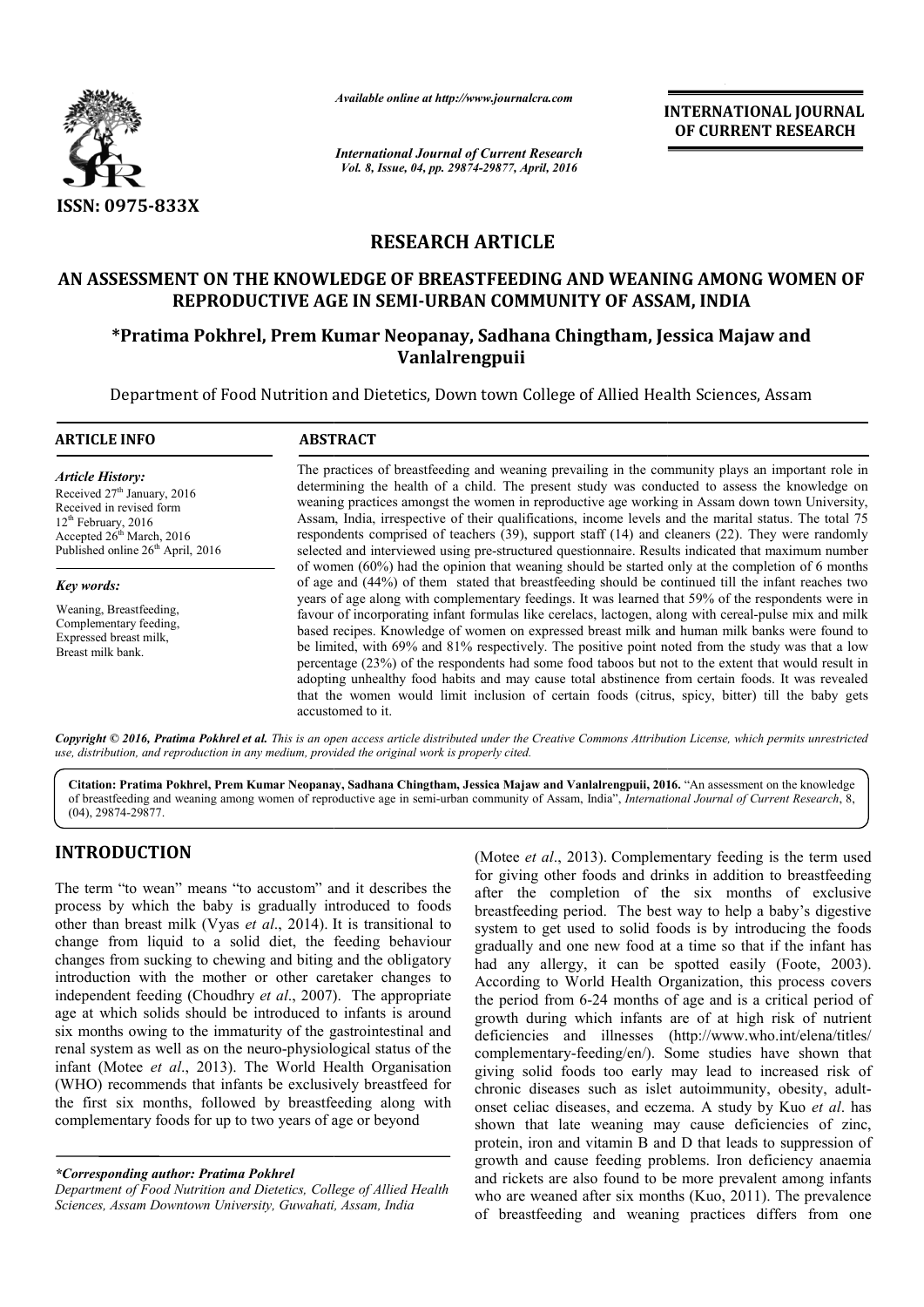# RESEARCH ARTICLE

## AN ASSESSMENT ON THE KNOWLEDGE OF BREASTFEEDING AND WEANING AMONG WOMEN OF REPRODUCTIVE AGE IN SEMI-URBAN COMMUNITY OF ASSAM, INDIA

**\*Pratima Pokhrel, Prem Kumar Neopanay, Sadhana Chingtham, Jessica Majaw and Vanlalrengpuii**

Department of Food Nutrition and Dietetics, Down town College of Allied Health Sciences, Assam

### ARTICLE INFO

*Article History:*
Received 27th January, 2016
Received in revised form
12th February, 2016
Accepted 26th March, 2016
Published online 26th April, 2016

*Key words:*
Weaning, Breastfeeding, Complementary feeding, Expressed breast milk, Breast milk bank.

### ABSTRACT

The practices of breastfeeding and weaning prevailing in the community plays an important role in determining the health of a child. The present study was conducted to assess the knowledge on weaning practices amongst the women in reproductive age working in Assam down town University, Assam, India, irrespective of their qualifications, income levels and the marital status. The total 75 respondents comprised of teachers (39), support staff (14) and cleaners (22). They were randomly selected and interviewed using pre-structured questionnaire. Results indicated that maximum number of women (60%) had the opinion that weaning should be started only at the completion of 6 months of age and (44%) of them stated that breastfeeding should be continued till the infant reaches two years of age along with complementary feedings. It was learned that 59% of the respondents were in favour of incorporating infant formulas like cerelacs, lactogen, along with cereal-pulse mix and milk based recipes. Knowledge of women on expressed breast milk and human milk banks were found to be limited, with 69% and 81% respectively. The positive point noted from the study was that a low percentage (23%) of the respondents had some food taboos but not to the extent that would result in adopting unhealthy food habits and may cause total abstinence from certain foods. It was revealed that the women would limit inclusion of certain foods (citrus, spicy, bitter) till the baby gets accustomed to it.

*Copyright © 2016, Pratima Pokhrel et al. This is an open access article distributed under the Creative Commons Attribution License, which permits unrestricted use, distribution, and reproduction in any medium, provided the original work is properly cited.*

**Citation: Pratima Pokhrel, Prem Kumar Neopanay, Sadhana Chingtham, Jessica Majaw and Vanlalrengpuii, 2016.** "An assessment on the knowledge of breastfeeding and weaning among women of reproductive age in semi-urban community of Assam, India", *International Journal of Current Research*, 8, (04), 29874-29877.

## INTRODUCTION

The term "to wean" means "to accustom" and it describes the process by which the baby is gradually introduced to foods other than breast milk (Vyas *et al*., 2014). It is transitional to change from liquid to a solid diet, the feeding behaviour changes from sucking to chewing and biting and the obligatory introduction with the mother or other caretaker changes to independent feeding (Choudhry *et al*., 2007). The appropriate age at which solids should be introduced to infants is around six months owing to the immaturity of the gastrointestinal and renal system as well as on the neuro-physiological status of the infant (Motee *et al*., 2013). The World Health Organisation (WHO) recommends that infants be exclusively breastfeed for the first six months, followed by breastfeeding along with complementary foods for up to two years of age or beyond (Motee *et al*., 2013). Complementary feeding is the term used for giving other foods and drinks in addition to breastfeeding after the completion of the six months of exclusive breastfeeding period. The best way to help a baby's digestive system to get used to solid foods is by introducing the foods gradually and one new food at a time so that if the infant has had any allergy, it can be spotted easily (Foote, 2003). According to World Health Organization, this process covers the period from 6-24 months of age and is a critical period of growth during which infants are of at high risk of nutrient deficiencies and illnesses (http://www.who.int/elena/titles/complementary-feeding/en/). Some studies have shown that giving solid foods too early may lead to increased risk of chronic diseases such as islet autoimmunity, obesity, adult-onset celiac diseases, and eczema. A study by Kuo *et al*. has shown that late weaning may cause deficiencies of zinc, protein, iron and vitamin B and D that leads to suppression of growth and cause feeding problems. Iron deficiency anaemia and rickets are also found to be more prevalent among infants who are weaned after six months (Kuo, 2011). The prevalence of breastfeeding and weaning practices differs from one

*\*Corresponding author: Pratima Pokhrel*
*Department of Food Nutrition and Dietetics, College of Allied Health Sciences, Assam Downtown University, Guwahati, Assam, India*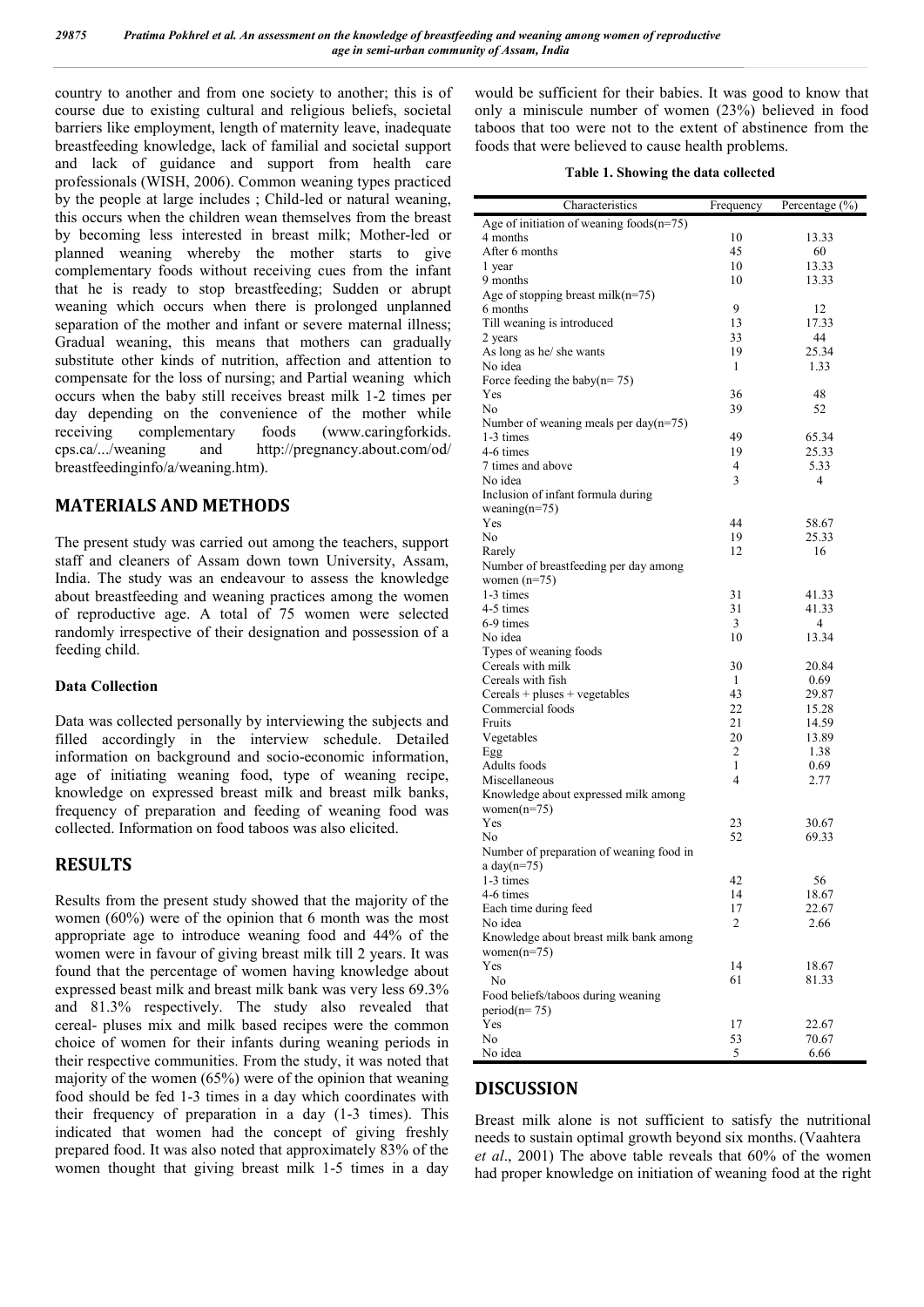country to another and from one society to another; this is of course due to existing cultural and religious beliefs, societal barriers like employment, length of maternity leave, inadequate breastfeeding knowledge, lack of familial and societal support and lack of guidance and support from health care professionals (WISH, 2006). Common weaning types practiced by the people at large includes ; Child-led or natural weaning, this occurs when the children wean themselves from the breast by becoming less interested in breast milk; Mother-led or planned weaning whereby the mother starts to give complementary foods without receiving cues from the infant that he is ready to stop breastfeeding; Sudden or abrupt weaning which occurs when there is prolonged unplanned separation of the mother and infant or severe maternal illness; Gradual weaning, this means that mothers can gradually substitute other kinds of nutrition, affection and attention to compensate for the loss of nursing; and Partial weaning which occurs when the baby still receives breast milk 1-2 times per day depending on the convenience of the mother while receiving complementary foods (www.caringforkids.cps.ca/.../weaning and http://pregnancy.about.com/od/breastfeedinginfo/a/weaning.htm).

## MATERIALS AND METHODS

The present study was carried out among the teachers, support staff and cleaners of Assam down town University, Assam, India. The study was an endeavour to assess the knowledge about breastfeeding and weaning practices among the women of reproductive age. A total of 75 women were selected randomly irrespective of their designation and possession of a feeding child.

### Data Collection

Data was collected personally by interviewing the subjects and filled accordingly in the interview schedule. Detailed information on background and socio-economic information, age of initiating weaning food, type of weaning recipe, knowledge on expressed breast milk and breast milk banks, frequency of preparation and feeding of weaning food was collected. Information on food taboos was also elicited.

## RESULTS

Results from the present study showed that the majority of the women (60%) were of the opinion that 6 month was the most appropriate age to introduce weaning food and 44% of the women were in favour of giving breast milk till 2 years. It was found that the percentage of women having knowledge about expressed beast milk and breast milk bank was very less 69.3% and 81.3% respectively. The study also revealed that cereal- pluses mix and milk based recipes were the common choice of women for their infants during weaning periods in their respective communities. From the study, it was noted that majority of the women (65%) were of the opinion that weaning food should be fed 1-3 times in a day which coordinates with their frequency of preparation in a day (1-3 times). This indicated that women had the concept of giving freshly prepared food. It was also noted that approximately 83% of the women thought that giving breast milk 1-5 times in a day would be sufficient for their babies. It was good to know that only a miniscule number of women (23%) believed in food taboos that too were not to the extent of abstinence from the foods that were believed to cause health problems.

**Table 1. Showing the data collected**

| Characteristics | Frequency | Percentage (%) |
|---|---|---|
| Age of initiation of weaning foods(n=75) | | |
| 4 months | 10 | 13.33 |
| After 6 months | 45 | 60 |
| 1 year | 10 | 13.33 |
| 9 months | 10 | 13.33 |
| Age of stopping breast milk(n=75) | | |
| 6 months | 9 | 12 |
| Till weaning is introduced | 13 | 17.33 |
| 2 years | 33 | 44 |
| As long as he/ she wants | 19 | 25.34 |
| No idea | 1 | 1.33 |
| Force feeding the baby(n= 75) | | |
| Yes | 36 | 48 |
| No | 39 | 52 |
| Number of weaning meals per day(n=75) | | |
| 1-3 times | 49 | 65.34 |
| 4-6 times | 19 | 25.33 |
| 7 times and above | 4 | 5.33 |
| No idea | 3 | 4 |
| Inclusion of infant formula during weaning(n=75) | | |
| Yes | 44 | 58.67 |
| No | 19 | 25.33 |
| Rarely | 12 | 16 |
| Number of breastfeeding per day among women (n=75) | | |
| 1-3 times | 31 | 41.33 |
| 4-5 times | 31 | 41.33 |
| 6-9 times | 3 | 4 |
| No idea | 10 | 13.34 |
| Types of weaning foods | | |
| Cereals with milk | 30 | 20.84 |
| Cereals with fish | 1 | 0.69 |
| Cereals + pluses + vegetables | 43 | 29.87 |
| Commercial foods | 22 | 15.28 |
| Fruits | 21 | 14.59 |
| Vegetables | 20 | 13.89 |
| Egg | 2 | 1.38 |
| Adults foods | 1 | 0.69 |
| Miscellaneous | 4 | 2.77 |
| Knowledge about expressed milk among women(n=75) | | |
| Yes | 23 | 30.67 |
| No | 52 | 69.33 |
| Number of preparation of weaning food in a day(n=75) | | |
| 1-3 times | 42 | 56 |
| 4-6 times | 14 | 18.67 |
| Each time during feed | 17 | 22.67 |
| No idea | 2 | 2.66 |
| Knowledge about breast milk bank among women(n=75) | | |
| Yes | 14 | 18.67 |
| No | 61 | 81.33 |
| Food beliefs/taboos during weaning period(n= 75) | | |
| Yes | 17 | 22.67 |
| No | 53 | 70.67 |
| No idea | 5 | 6.66 |

## DISCUSSION

Breast milk alone is not sufficient to satisfy the nutritional needs to sustain optimal growth beyond six months. (Vaahtera *et al*., 2001) The above table reveals that 60% of the women had proper knowledge on initiation of weaning food at the right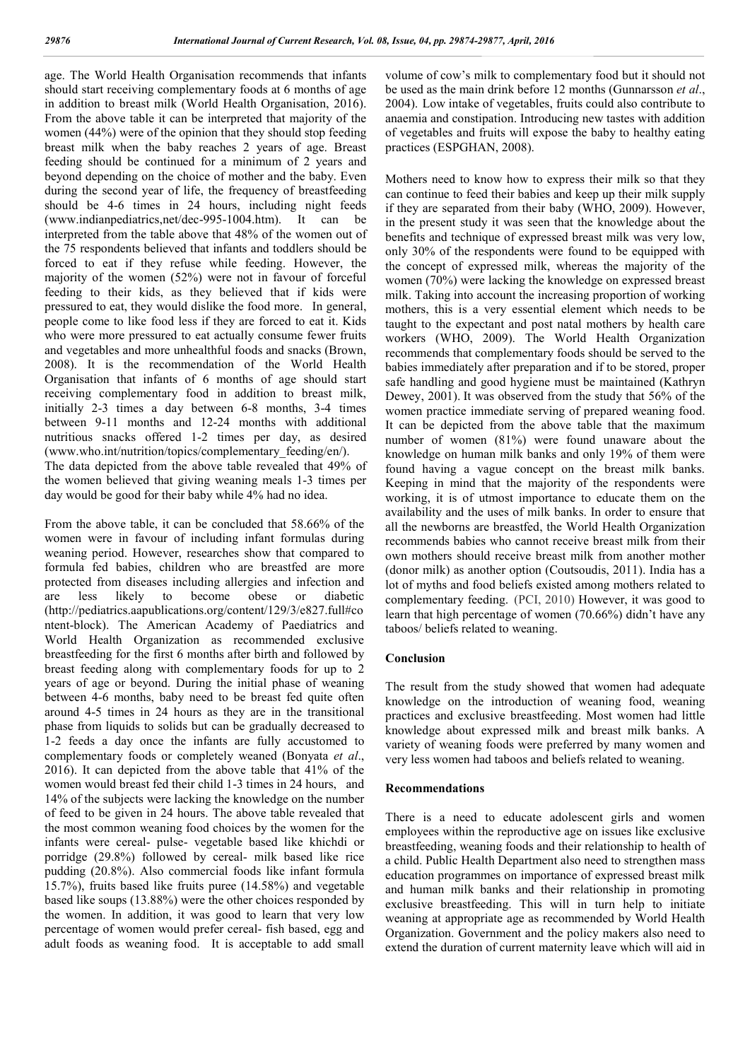age. The World Health Organisation recommends that infants should start receiving complementary foods at 6 months of age in addition to breast milk (World Health Organisation, 2016). From the above table it can be interpreted that majority of the women (44%) were of the opinion that they should stop feeding breast milk when the baby reaches 2 years of age. Breast feeding should be continued for a minimum of 2 years and beyond depending on the choice of mother and the baby. Even during the second year of life, the frequency of breastfeeding should be 4-6 times in 24 hours, including night feeds (www.indianpediatrics,net/dec-995-1004.htm). It can be interpreted from the table above that 48% of the women out of the 75 respondents believed that infants and toddlers should be forced to eat if they refuse while feeding. However, the majority of the women (52%) were not in favour of forceful feeding to their kids, as they believed that if kids were pressured to eat, they would dislike the food more. In general, people come to like food less if they are forced to eat it. Kids who were more pressured to eat actually consume fewer fruits and vegetables and more unhealthful foods and snacks (Brown, 2008). It is the recommendation of the World Health Organisation that infants of 6 months of age should start receiving complementary food in addition to breast milk, initially 2-3 times a day between 6-8 months, 3-4 times between 9-11 months and 12-24 months with additional nutritious snacks offered 1-2 times per day, as desired (www.who.int/nutrition/topics/complementary_feeding/en/). The data depicted from the above table revealed that 49% of the women believed that giving weaning meals 1-3 times per day would be good for their baby while 4% had no idea.

From the above table, it can be concluded that 58.66% of the women were in favour of including infant formulas during weaning period. However, researches show that compared to formula fed babies, children who are breastfed are more protected from diseases including allergies and infection and are less likely to become obese or diabetic (http://pediatrics.aapublications.org/content/129/3/e827.full#content-block). The American Academy of Paediatrics and World Health Organization as recommended exclusive breastfeeding for the first 6 months after birth and followed by breast feeding along with complementary foods for up to 2 years of age or beyond. During the initial phase of weaning between 4-6 months, baby need to be breast fed quite often around 4-5 times in 24 hours as they are in the transitional phase from liquids to solids but can be gradually decreased to 1-2 feeds a day once the infants are fully accustomed to complementary foods or completely weaned (Bonyata *et al*., 2016). It can depicted from the above table that 41% of the women would breast fed their child 1-3 times in 24 hours, and 14% of the subjects were lacking the knowledge on the number of feed to be given in 24 hours. The above table revealed that the most common weaning food choices by the women for the infants were cereal- pulse- vegetable based like khichdi or porridge (29.8%) followed by cereal- milk based like rice pudding (20.8%). Also commercial foods like infant formula 15.7%), fruits based like fruits puree (14.58%) and vegetable based like soups (13.88%) were the other choices responded by the women. In addition, it was good to learn that very low percentage of women would prefer cereal- fish based, egg and adult foods as weaning food. It is acceptable to add small volume of cow's milk to complementary food but it should not be used as the main drink before 12 months (Gunnarsson *et al*., 2004). Low intake of vegetables, fruits could also contribute to anaemia and constipation. Introducing new tastes with addition of vegetables and fruits will expose the baby to healthy eating practices (ESPGHAN, 2008).

Mothers need to know how to express their milk so that they can continue to feed their babies and keep up their milk supply if they are separated from their baby (WHO, 2009). However, in the present study it was seen that the knowledge about the benefits and technique of expressed breast milk was very low, only 30% of the respondents were found to be equipped with the concept of expressed milk, whereas the majority of the women (70%) were lacking the knowledge on expressed breast milk. Taking into account the increasing proportion of working mothers, this is a very essential element which needs to be taught to the expectant and post natal mothers by health care workers (WHO, 2009). The World Health Organization recommends that complementary foods should be served to the babies immediately after preparation and if to be stored, proper safe handling and good hygiene must be maintained (Kathryn Dewey, 2001). It was observed from the study that 56% of the women practice immediate serving of prepared weaning food. It can be depicted from the above table that the maximum number of women (81%) were found unaware about the knowledge on human milk banks and only 19% of them were found having a vague concept on the breast milk banks. Keeping in mind that the majority of the respondents were working, it is of utmost importance to educate them on the availability and the uses of milk banks. In order to ensure that all the newborns are breastfed, the World Health Organization recommends babies who cannot receive breast milk from their own mothers should receive breast milk from another mother (donor milk) as another option (Coutsoudis, 2011). India has a lot of myths and food beliefs existed among mothers related to complementary feeding. (PCI, 2010) However, it was good to learn that high percentage of women (70.66%) didn't have any taboos/ beliefs related to weaning.

## Conclusion

The result from the study showed that women had adequate knowledge on the introduction of weaning food, weaning practices and exclusive breastfeeding. Most women had little knowledge about expressed milk and breast milk banks. A variety of weaning foods were preferred by many women and very less women had taboos and beliefs related to weaning.

## Recommendations

There is a need to educate adolescent girls and women employees within the reproductive age on issues like exclusive breastfeeding, weaning foods and their relationship to health of a child. Public Health Department also need to strengthen mass education programmes on importance of expressed breast milk and human milk banks and their relationship in promoting exclusive breastfeeding. This will in turn help to initiate weaning at appropriate age as recommended by World Health Organization. Government and the policy makers also need to extend the duration of current maternity leave which will aid in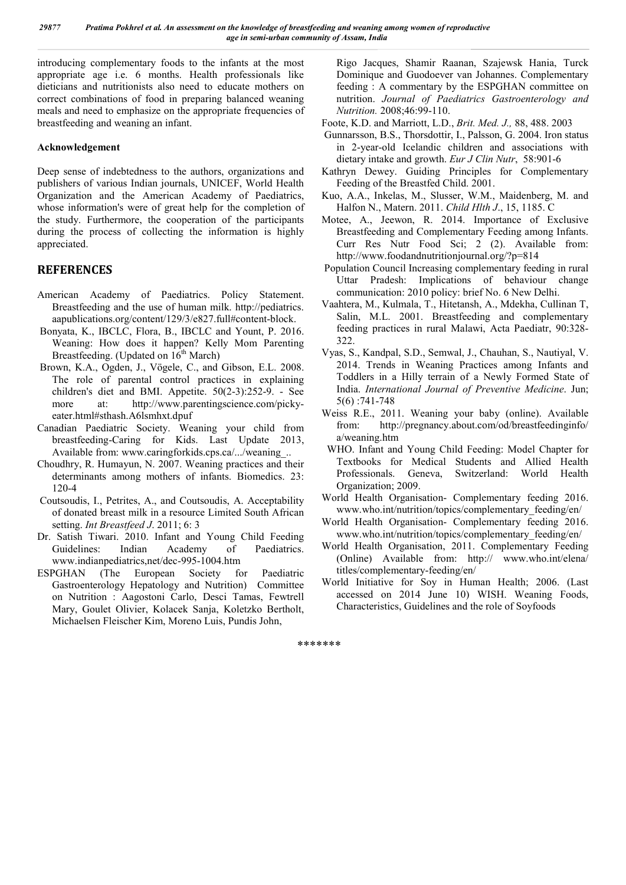introducing complementary foods to the infants at the most appropriate age i.e. 6 months. Health professionals like dieticians and nutritionists also need to educate mothers on correct combinations of food in preparing balanced weaning meals and need to emphasize on the appropriate frequencies of breastfeeding and weaning an infant.

**Acknowledgement**

Deep sense of indebtedness to the authors, organizations and publishers of various Indian journals, UNICEF, World Health Organization and the American Academy of Paediatrics, whose information's were of great help for the completion of the study. Furthermore, the cooperation of the participants during the process of collecting the information is highly appreciated.

## REFERENCES

American Academy of Paediatrics. Policy Statement. Breastfeeding and the use of human milk. http://pediatrics.aapublications.org/content/129/3/e827.full#content-block.

Bonyata, K., IBCLC, Flora, B., IBCLC and Yount, P. 2016. Weaning: How does it happen? Kelly Mom Parenting Breastfeeding. (Updated on 16th March)

Brown, K.A., Ogden, J., Vögele, C., and Gibson, E.L. 2008. The role of parental control practices in explaining children's diet and BMI. Appetite. 50(2-3):252-9. - See more at: http://www.parentingscience.com/picky-eater.html#sthash.A6lsmhxt.dpuf

Canadian Paediatric Society. Weaning your child from breastfeeding-Caring for Kids. Last Update 2013, Available from: www.caringforkids.cps.ca/.../weaning_..

Choudhry, R. Humayun, N. 2007. Weaning practices and their determinants among mothers of infants. Biomedics. 23: 120-4

Coutsoudis, I., Petrites, A., and Coutsoudis, A. Acceptability of donated breast milk in a resource Limited South African setting. *Int Breastfeed J.* 2011; 6: 3

Dr. Satish Tiwari. 2010. Infant and Young Child Feeding Guidelines: Indian Academy of Paediatrics. www.indianpediatrics,net/dec-995-1004.htm

ESPGHAN (The European Society for Paediatric Gastroenterology Hepatology and Nutrition) Committee on Nutrition : Aagostoni Carlo, Desci Tamas, Fewtrell Mary, Goulet Olivier, Kolacek Sanja, Koletzko Bertholt, Michaelsen Fleischer Kim, Moreno Luis, Pundis John, Rigo Jacques, Shamir Raanan, Szajewsk Hania, Turck Dominique and Guodoever van Johannes. Complementary feeding : A commentary by the ESPGHAN committee on nutrition. *Journal of Paediatrics Gastroenterology and Nutrition.* 2008;46:99-110.

Foote, K.D. and Marriott, L.D., *Brit. Med. J.,* 88, 488. 2003

Gunnarsson, B.S., Thorsdottir, I., Palsson, G. 2004. Iron status in 2-year-old Icelandic children and associations with dietary intake and growth. *Eur J Clin Nutr*, 58:901-6

Kathryn Dewey. Guiding Principles for Complementary Feeding of the Breastfed Child. 2001.

Kuo, A.A., Inkelas, M., Slusser, W.M., Maidenberg, M. and Halfon N., Matern. 2011. *Child Hlth J*., 15, 1185. C

Motee, A., Jeewon, R. 2014. Importance of Exclusive Breastfeeding and Complementary Feeding among Infants. Curr Res Nutr Food Sci; 2 (2). Available from: http://www.foodandnutritionjournal.org/?p=814

Population Council Increasing complementary feeding in rural Uttar Pradesh: Implications of behaviour change communication: 2010 policy: brief No. 6 New Delhi.

Vaahtera, M., Kulmala, T., Hitetansh, A., Mdekha, Cullinan T, Salin, M.L. 2001. Breastfeeding and complementary feeding practices in rural Malawi, Acta Paediatr, 90:328-322.

Vyas, S., Kandpal, S.D., Semwal, J., Chauhan, S., Nautiyal, V. 2014. Trends in Weaning Practices among Infants and Toddlers in a Hilly terrain of a Newly Formed State of India. *International Journal of Preventive Medicine*. Jun; 5(6) :741-748

Weiss R.E., 2011. Weaning your baby (online). Available from: http://pregnancy.about.com/od/breastfeedinginfo/a/weaning.htm

WHO. Infant and Young Child Feeding: Model Chapter for Textbooks for Medical Students and Allied Health Professionals. Geneva, Switzerland: World Health Organization; 2009.

World Health Organisation- Complementary feeding 2016. www.who.int/nutrition/topics/complementary_feeding/en/

World Health Organisation- Complementary feeding 2016. www.who.int/nutrition/topics/complementary_feeding/en/

World Health Organisation, 2011. Complementary Feeding (Online) Available from: http:// www.who.int/elena/titles/complementary-feeding/en/

World Initiative for Soy in Human Health; 2006. (Last accessed on 2014 June 10) WISH. Weaning Foods, Characteristics, Guidelines and the role of Soyfoods

*******